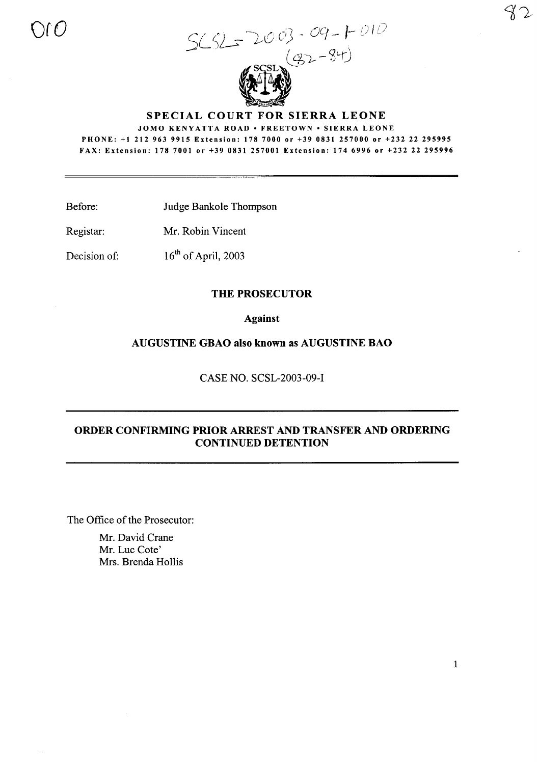SCSL-2003-09-I-010
(82-84)

## SPECIAL COURT FOR SIERRA LEONE

JOMO KENYATTA ROAD • FREETOWN • SIERRA LEONE

PHONE: +1 212 963 9915 Extension: 178 7000 or +39 0831 257000 or +232 22 295995

FAX: Extension: 178 7001 or +39 0831 257001 Extension: 174 6996 or +232 22 295996

---

Before: Judge Bankole Thompson

Registar: Mr. Robin Vincent

Decision of: 16th of April, 2003

**THE PROSECUTOR**

**Against**

**AUGUSTINE GBAO also known as AUGUSTINE BAO**

CASE NO. SCSL-2003-09-I

---

**ORDER CONFIRMING PRIOR ARREST AND TRANSFER AND ORDERING CONTINUED DETENTION**

---

The Office of the Prosecutor:

Mr. David Crane
Mr. Luc Cote'
Mrs. Brenda Hollis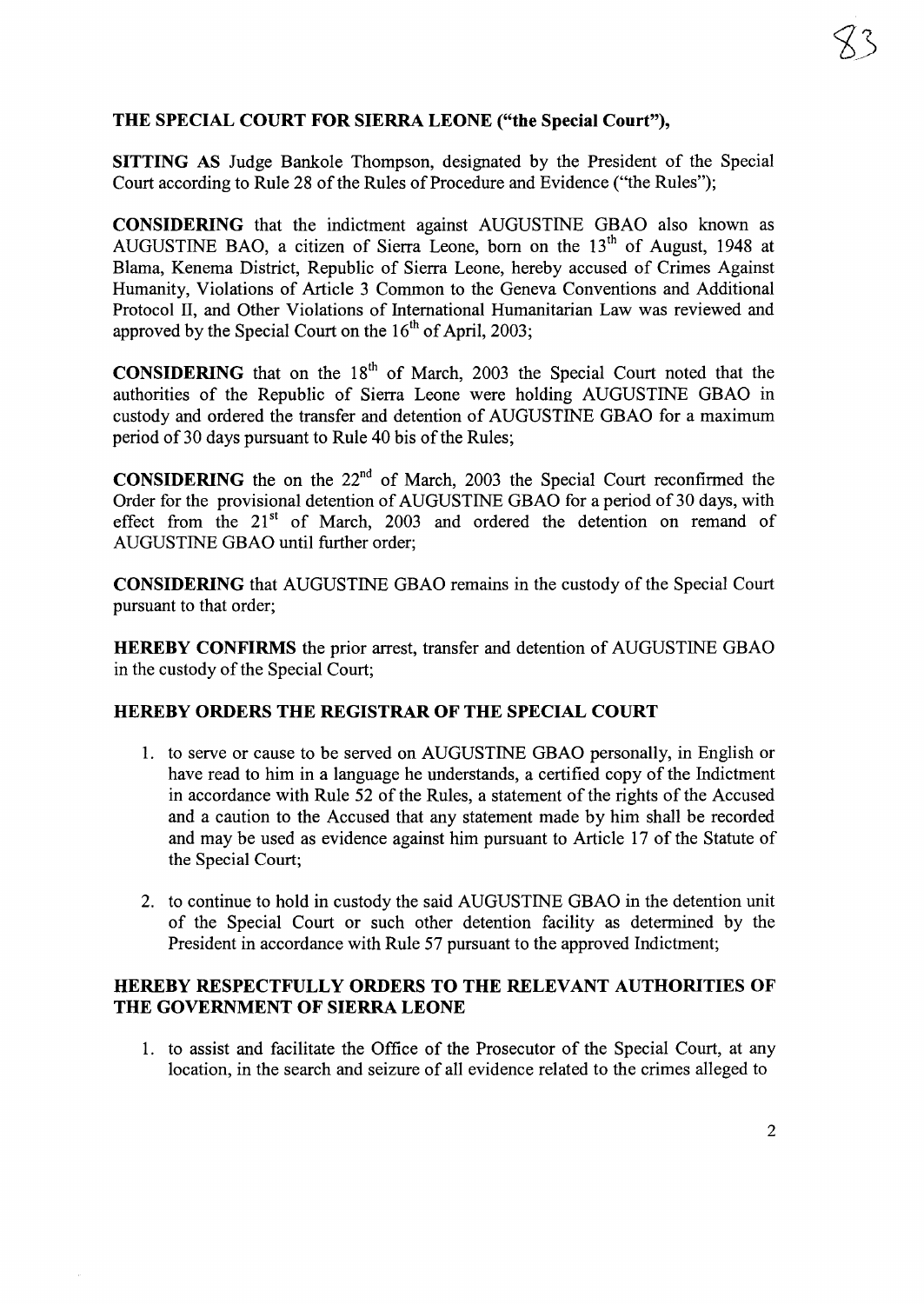**THE SPECIAL COURT FOR SIERRA LEONE ("the Special Court"),**

**SITTING AS** Judge Bankole Thompson, designated by the President of the Special Court according to Rule 28 of the Rules of Procedure and Evidence ("the Rules");

**CONSIDERING** that the indictment against AUGUSTINE GBAO also known as AUGUSTINE BAO, a citizen of Sierra Leone, born on the 13th of August, 1948 at Blama, Kenema District, Republic of Sierra Leone, hereby accused of Crimes Against Humanity, Violations of Article 3 Common to the Geneva Conventions and Additional Protocol II, and Other Violations of International Humanitarian Law was reviewed and approved by the Special Court on the 16th of April, 2003;

**CONSIDERING** that on the 18th of March, 2003 the Special Court noted that the authorities of the Republic of Sierra Leone were holding AUGUSTINE GBAO in custody and ordered the transfer and detention of AUGUSTINE GBAO for a maximum period of 30 days pursuant to Rule 40 bis of the Rules;

**CONSIDERING** the on the 22nd of March, 2003 the Special Court reconfirmed the Order for the provisional detention of AUGUSTINE GBAO for a period of 30 days, with effect from the 21st of March, 2003 and ordered the detention on remand of AUGUSTINE GBAO until further order;

**CONSIDERING** that AUGUSTINE GBAO remains in the custody of the Special Court pursuant to that order;

**HEREBY CONFIRMS** the prior arrest, transfer and detention of AUGUSTINE GBAO in the custody of the Special Court;

**HEREBY ORDERS THE REGISTRAR OF THE SPECIAL COURT**

1. to serve or cause to be served on AUGUSTINE GBAO personally, in English or have read to him in a language he understands, a certified copy of the Indictment in accordance with Rule 52 of the Rules, a statement of the rights of the Accused and a caution to the Accused that any statement made by him shall be recorded and may be used as evidence against him pursuant to Article 17 of the Statute of the Special Court;

2. to continue to hold in custody the said AUGUSTINE GBAO in the detention unit of the Special Court or such other detention facility as determined by the President in accordance with Rule 57 pursuant to the approved Indictment;

**HEREBY RESPECTFULLY ORDERS TO THE RELEVANT AUTHORITIES OF THE GOVERNMENT OF SIERRA LEONE**

1. to assist and facilitate the Office of the Prosecutor of the Special Court, at any location, in the search and seizure of all evidence related to the crimes alleged to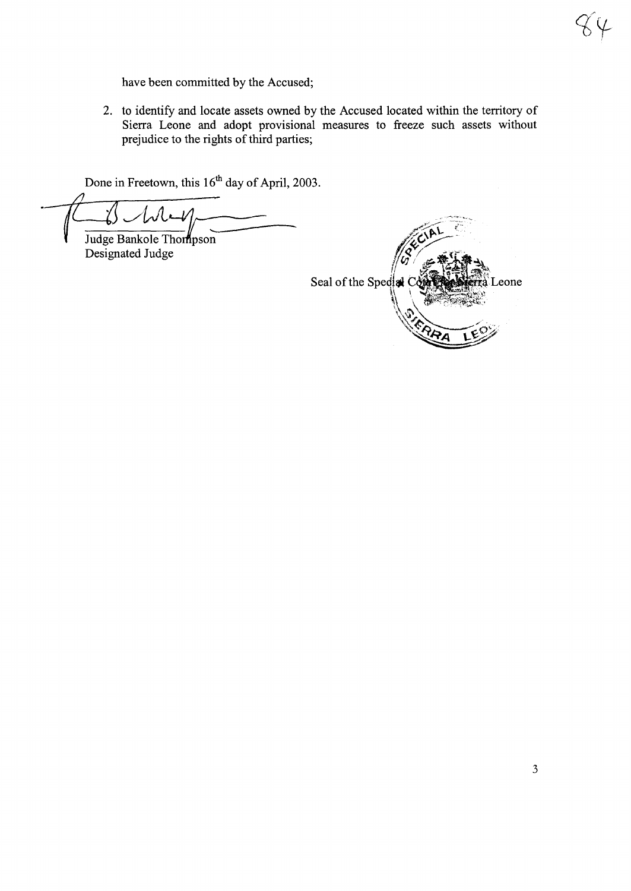have been committed by the Accused;

2. to identify and locate assets owned by the Accused located within the territory of Sierra Leone and adopt provisional measures to freeze such assets without prejudice to the rights of third parties;

Done in Freetown, this 16th day of April, 2003.

Judge Bankole Thompson
Designated Judge

Seal of the Special Court for Sierra Leone